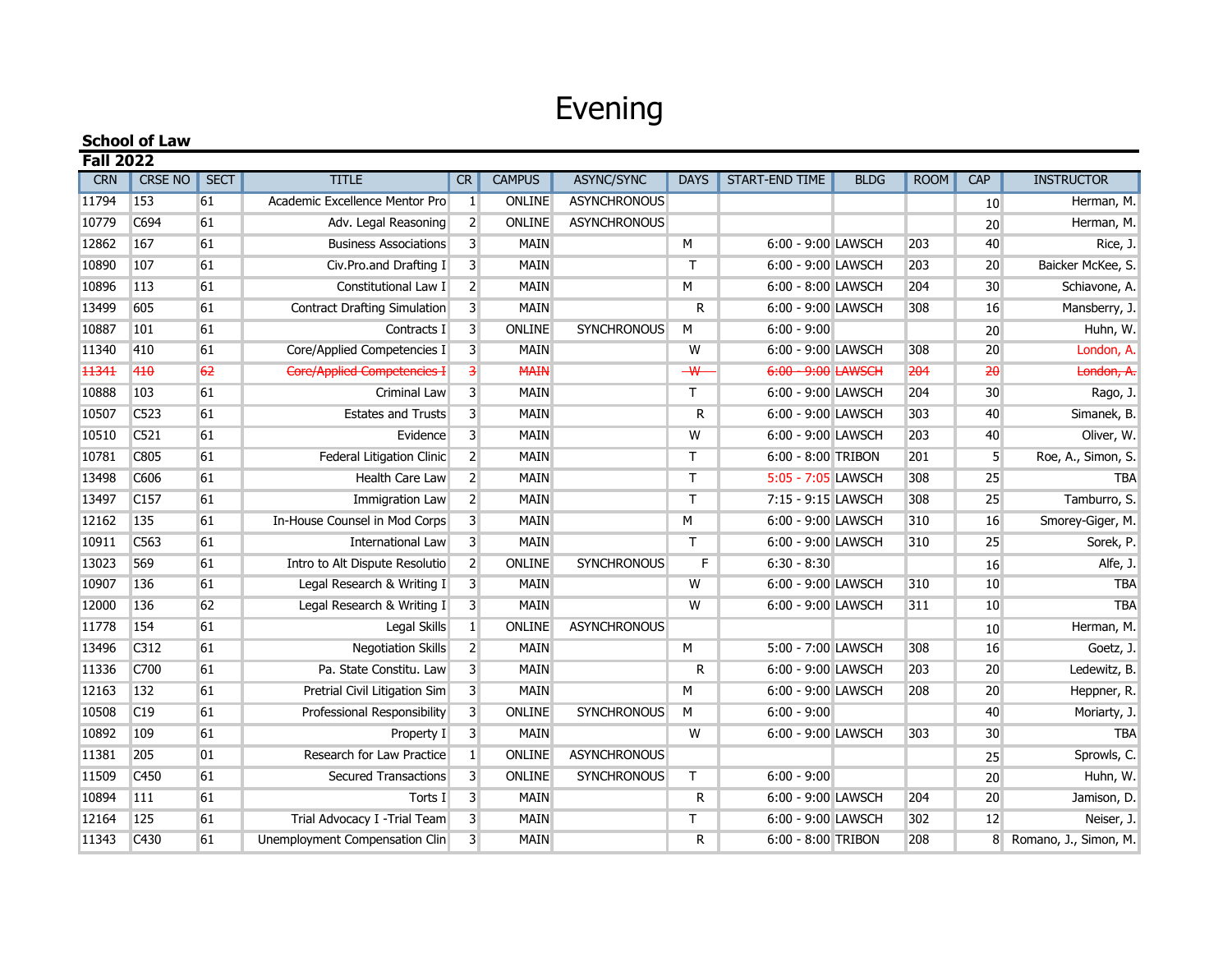# Evening

**School of Law**

**Fall 2022**

| CRN | CRSE NO | SECT | TITLE | CR | CAMPUS | ASYNC/SYNC | DAYS | START-END TIME | BLDG | ROOM | CAP | INSTRUCTOR |
|---|---|---|---|---|---|---|---|---|---|---|---|---|
| 11794 | 153 | 61 | Academic Excellence Mentor Pro | 1 | ONLINE | ASYNCHRONOUS | | | | | 10 | Herman, M. |
| 10779 | C694 | 61 | Adv. Legal Reasoning | 2 | ONLINE | ASYNCHRONOUS | | | | | 20 | Herman, M. |
| 12862 | 167 | 61 | Business Associations | 3 | MAIN | | M | 6:00 - 9:00 | LAWSCH | 203 | 40 | Rice, J. |
| 10890 | 107 | 61 | Civ.Pro.and Drafting I | 3 | MAIN | | T | 6:00 - 9:00 | LAWSCH | 203 | 20 | Baicker McKee, S. |
| 10896 | 113 | 61 | Constitutional Law I | 2 | MAIN | | M | 6:00 - 8:00 | LAWSCH | 204 | 30 | Schiavone, A. |
| 13499 | 605 | 61 | Contract Drafting Simulation | 3 | MAIN | | R | 6:00 - 9:00 | LAWSCH | 308 | 16 | Mansberry, J. |
| 10887 | 101 | 61 | Contracts I | 3 | ONLINE | SYNCHRONOUS | M | 6:00 - 9:00 | | | 20 | Huhn, W. |
| 11340 | 410 | 61 | Core/Applied Competencies I | 3 | MAIN | | W | 6:00 - 9:00 | LAWSCH | 308 | 20 | London, A. |
| ~~11341~~ | ~~410~~ | ~~62~~ | ~~Core/Applied Competencies I~~ | ~~3~~ | ~~MAIN~~ | | ~~W~~ | ~~6:00 - 9:00~~ | ~~LAWSCH~~ | ~~204~~ | ~~20~~ | ~~London, A.~~ |
| 10888 | 103 | 61 | Criminal Law | 3 | MAIN | | T | 6:00 - 9:00 | LAWSCH | 204 | 30 | Rago, J. |
| 10507 | C523 | 61 | Estates and Trusts | 3 | MAIN | | R | 6:00 - 9:00 | LAWSCH | 303 | 40 | Simanek, B. |
| 10510 | C521 | 61 | Evidence | 3 | MAIN | | W | 6:00 - 9:00 | LAWSCH | 203 | 40 | Oliver, W. |
| 10781 | C805 | 61 | Federal Litigation Clinic | 2 | MAIN | | T | 6:00 - 8:00 | TRIBON | 201 | 5 | Roe, A., Simon, S. |
| 13498 | C606 | 61 | Health Care Law | 2 | MAIN | | T | 5:05 - 7:05 | LAWSCH | 308 | 25 | TBA |
| 13497 | C157 | 61 | Immigration Law | 2 | MAIN | | T | 7:15 - 9:15 | LAWSCH | 308 | 25 | Tamburro, S. |
| 12162 | 135 | 61 | In-House Counsel in Mod Corps | 3 | MAIN | | M | 6:00 - 9:00 | LAWSCH | 310 | 16 | Smorey-Giger, M. |
| 10911 | C563 | 61 | International Law | 3 | MAIN | | T | 6:00 - 9:00 | LAWSCH | 310 | 25 | Sorek, P. |
| 13023 | 569 | 61 | Intro to Alt Dispute Resolutio | 2 | ONLINE | SYNCHRONOUS | F | 6:30 - 8:30 | | | 16 | Alfe, J. |
| 10907 | 136 | 61 | Legal Research & Writing I | 3 | MAIN | | W | 6:00 - 9:00 | LAWSCH | 310 | 10 | TBA |
| 12000 | 136 | 62 | Legal Research & Writing I | 3 | MAIN | | W | 6:00 - 9:00 | LAWSCH | 311 | 10 | TBA |
| 11778 | 154 | 61 | Legal Skills | 1 | ONLINE | ASYNCHRONOUS | | | | | 10 | Herman, M. |
| 13496 | C312 | 61 | Negotiation Skills | 2 | MAIN | | M | 5:00 - 7:00 | LAWSCH | 308 | 16 | Goetz, J. |
| 11336 | C700 | 61 | Pa. State Constitu. Law | 3 | MAIN | | R | 6:00 - 9:00 | LAWSCH | 203 | 20 | Ledewitz, B. |
| 12163 | 132 | 61 | Pretrial Civil Litigation Sim | 3 | MAIN | | M | 6:00 - 9:00 | LAWSCH | 208 | 20 | Heppner, R. |
| 10508 | C19 | 61 | Professional Responsibility | 3 | ONLINE | SYNCHRONOUS | M | 6:00 - 9:00 | | | 40 | Moriarty, J. |
| 10892 | 109 | 61 | Property I | 3 | MAIN | | W | 6:00 - 9:00 | LAWSCH | 303 | 30 | TBA |
| 11381 | 205 | 01 | Research for Law Practice | 1 | ONLINE | ASYNCHRONOUS | | | | | 25 | Sprowls, C. |
| 11509 | C450 | 61 | Secured Transactions | 3 | ONLINE | SYNCHRONOUS | T | 6:00 - 9:00 | | | 20 | Huhn, W. |
| 10894 | 111 | 61 | Torts I | 3 | MAIN | | R | 6:00 - 9:00 | LAWSCH | 204 | 20 | Jamison, D. |
| 12164 | 125 | 61 | Trial Advocacy I -Trial Team | 3 | MAIN | | T | 6:00 - 9:00 | LAWSCH | 302 | 12 | Neiser, J. |
| 11343 | C430 | 61 | Unemployment Compensation Clin | 3 | MAIN | | R | 6:00 - 8:00 | TRIBON | 208 | 8 | Romano, J., Simon, M. |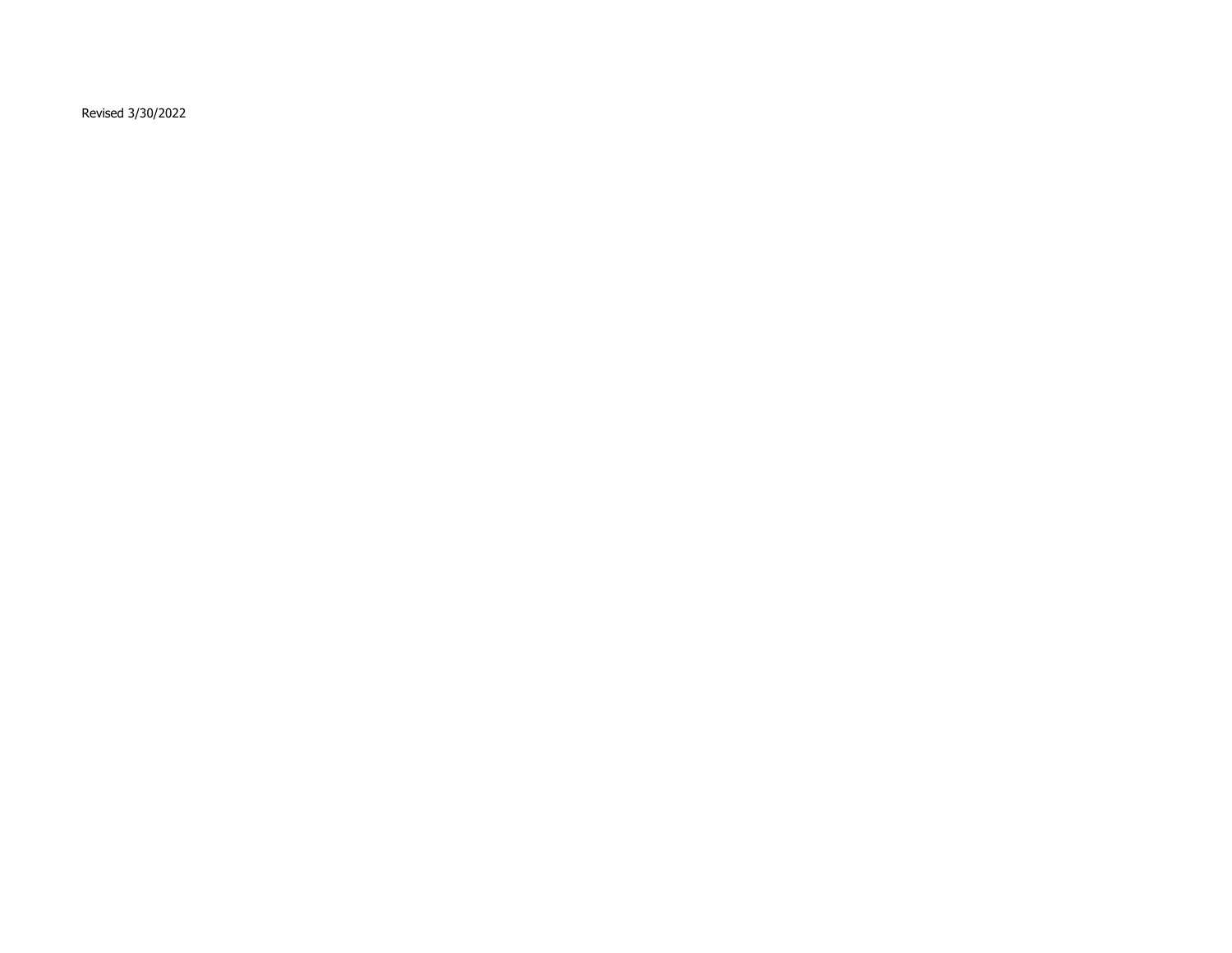Revised 3/30/2022